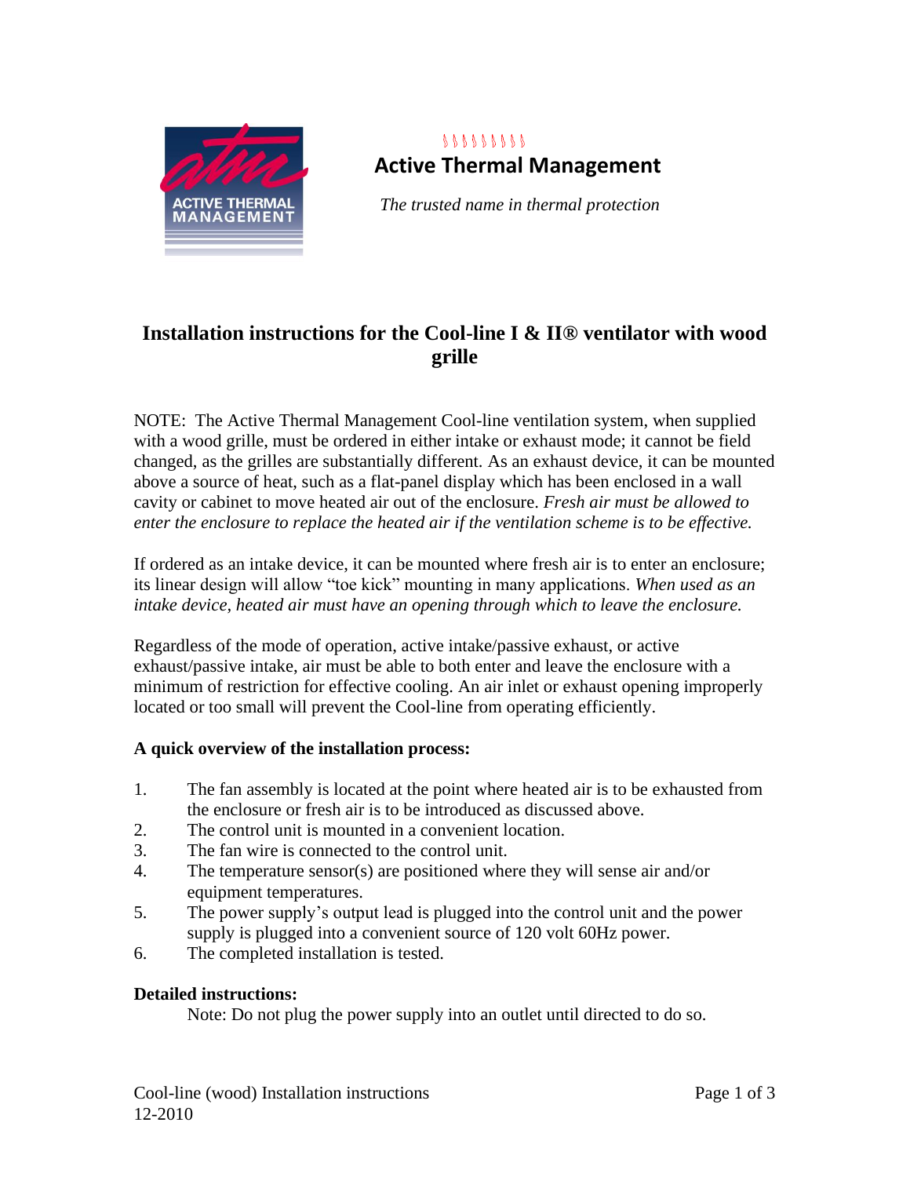# Active Thermal Management

*The trusted name in thermal protection*

## Installation instructions for the Cool-line I & II® ventilator with wood grille

NOTE: The Active Thermal Management Cool-line ventilation system, when supplied with a wood grille, must be ordered in either intake or exhaust mode; it cannot be field changed, as the grilles are substantially different. As an exhaust device, it can be mounted above a source of heat, such as a flat-panel display which has been enclosed in a wall cavity or cabinet to move heated air out of the enclosure. *Fresh air must be allowed to enter the enclosure to replace the heated air if the ventilation scheme is to be effective.*

If ordered as an intake device, it can be mounted where fresh air is to enter an enclosure; its linear design will allow "toe kick" mounting in many applications. *When used as an intake device, heated air must have an opening through which to leave the enclosure.*

Regardless of the mode of operation, active intake/passive exhaust, or active exhaust/passive intake, air must be able to both enter and leave the enclosure with a minimum of restriction for effective cooling. An air inlet or exhaust opening improperly located or too small will prevent the Cool-line from operating efficiently.

**A quick overview of the installation process:**

1. The fan assembly is located at the point where heated air is to be exhausted from the enclosure or fresh air is to be introduced as discussed above.
2. The control unit is mounted in a convenient location.
3. The fan wire is connected to the control unit.
4. The temperature sensor(s) are positioned where they will sense air and/or equipment temperatures.
5. The power supply's output lead is plugged into the control unit and the power supply is plugged into a convenient source of 120 volt 60Hz power.
6. The completed installation is tested.

**Detailed instructions:**

Note: Do not plug the power supply into an outlet until directed to do so.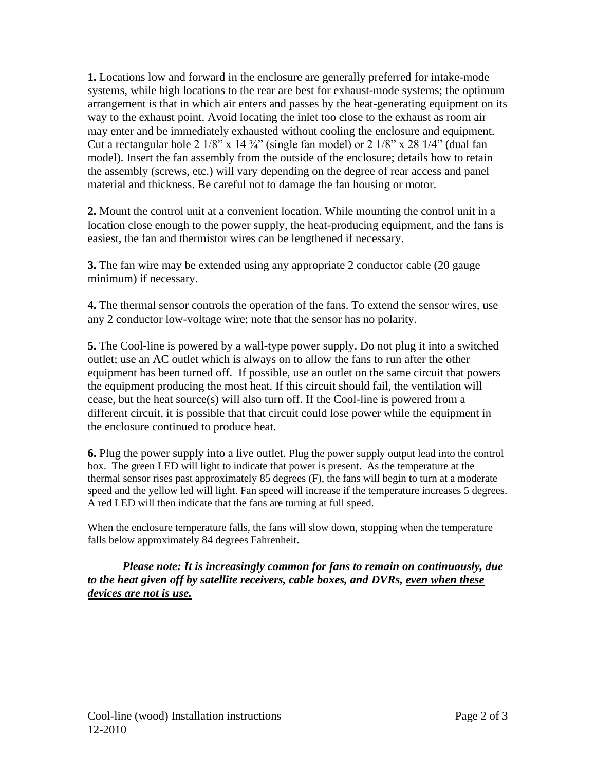**1.** Locations low and forward in the enclosure are generally preferred for intake-mode systems, while high locations to the rear are best for exhaust-mode systems; the optimum arrangement is that in which air enters and passes by the heat-generating equipment on its way to the exhaust point. Avoid locating the inlet too close to the exhaust as room air may enter and be immediately exhausted without cooling the enclosure and equipment. Cut a rectangular hole 2 1/8" x 14 ¾" (single fan model) or 2 1/8" x 28 1/4" (dual fan model). Insert the fan assembly from the outside of the enclosure; details how to retain the assembly (screws, etc.) will vary depending on the degree of rear access and panel material and thickness. Be careful not to damage the fan housing or motor.

**2.** Mount the control unit at a convenient location. While mounting the control unit in a location close enough to the power supply, the heat-producing equipment, and the fans is easiest, the fan and thermistor wires can be lengthened if necessary.

**3.** The fan wire may be extended using any appropriate 2 conductor cable (20 gauge minimum) if necessary.

**4.** The thermal sensor controls the operation of the fans. To extend the sensor wires, use any 2 conductor low-voltage wire; note that the sensor has no polarity.

**5.** The Cool-line is powered by a wall-type power supply. Do not plug it into a switched outlet; use an AC outlet which is always on to allow the fans to run after the other equipment has been turned off. If possible, use an outlet on the same circuit that powers the equipment producing the most heat. If this circuit should fail, the ventilation will cease, but the heat source(s) will also turn off. If the Cool-line is powered from a different circuit, it is possible that that circuit could lose power while the equipment in the enclosure continued to produce heat.

**6.** Plug the power supply into a live outlet. Plug the power supply output lead into the control box. The green LED will light to indicate that power is present. As the temperature at the thermal sensor rises past approximately 85 degrees (F), the fans will begin to turn at a moderate speed and the yellow led will light. Fan speed will increase if the temperature increases 5 degrees. A red LED will then indicate that the fans are turning at full speed.

When the enclosure temperature falls, the fans will slow down, stopping when the temperature falls below approximately 84 degrees Fahrenheit.

***Please note: It is increasingly common for fans to remain on continuously, due to the heat given off by satellite receivers, cable boxes, and DVRs, <u>even when these devices are not is use.</u>***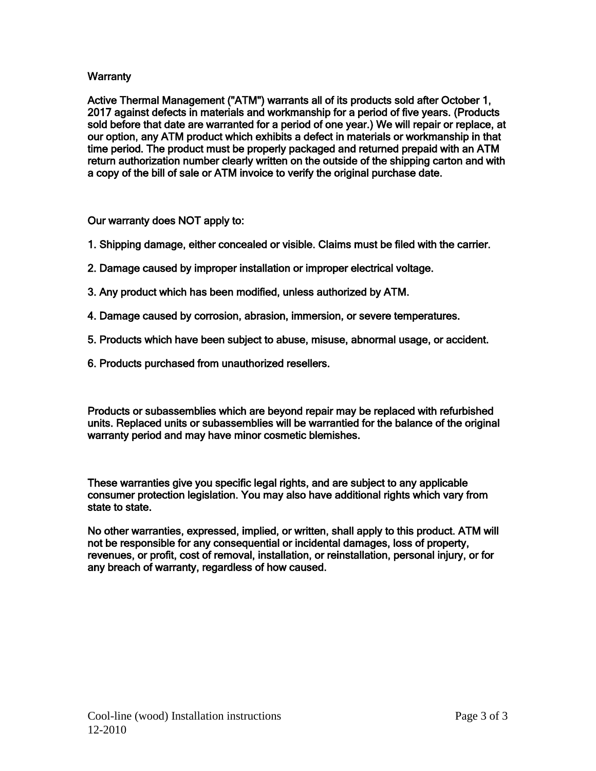## Warranty

Active Thermal Management ("ATM") warrants all of its products sold after October 1, 2017 against defects in materials and workmanship for a period of five years. (Products sold before that date are warranted for a period of one year.) We will repair or replace, at our option, any ATM product which exhibits a defect in materials or workmanship in that time period. The product must be properly packaged and returned prepaid with an ATM return authorization number clearly written on the outside of the shipping carton and with a copy of the bill of sale or ATM invoice to verify the original purchase date.

Our warranty does NOT apply to:

1. Shipping damage, either concealed or visible. Claims must be filed with the carrier.
2. Damage caused by improper installation or improper electrical voltage.
3. Any product which has been modified, unless authorized by ATM.
4. Damage caused by corrosion, abrasion, immersion, or severe temperatures.
5. Products which have been subject to abuse, misuse, abnormal usage, or accident.
6. Products purchased from unauthorized resellers.

Products or subassemblies which are beyond repair may be replaced with refurbished units. Replaced units or subassemblies will be warrantied for the balance of the original warranty period and may have minor cosmetic blemishes.

These warranties give you specific legal rights, and are subject to any applicable consumer protection legislation. You may also have additional rights which vary from state to state.

No other warranties, expressed, implied, or written, shall apply to this product. ATM will not be responsible for any consequential or incidental damages, loss of property, revenues, or profit, cost of removal, installation, or reinstallation, personal injury, or for any breach of warranty, regardless of how caused.